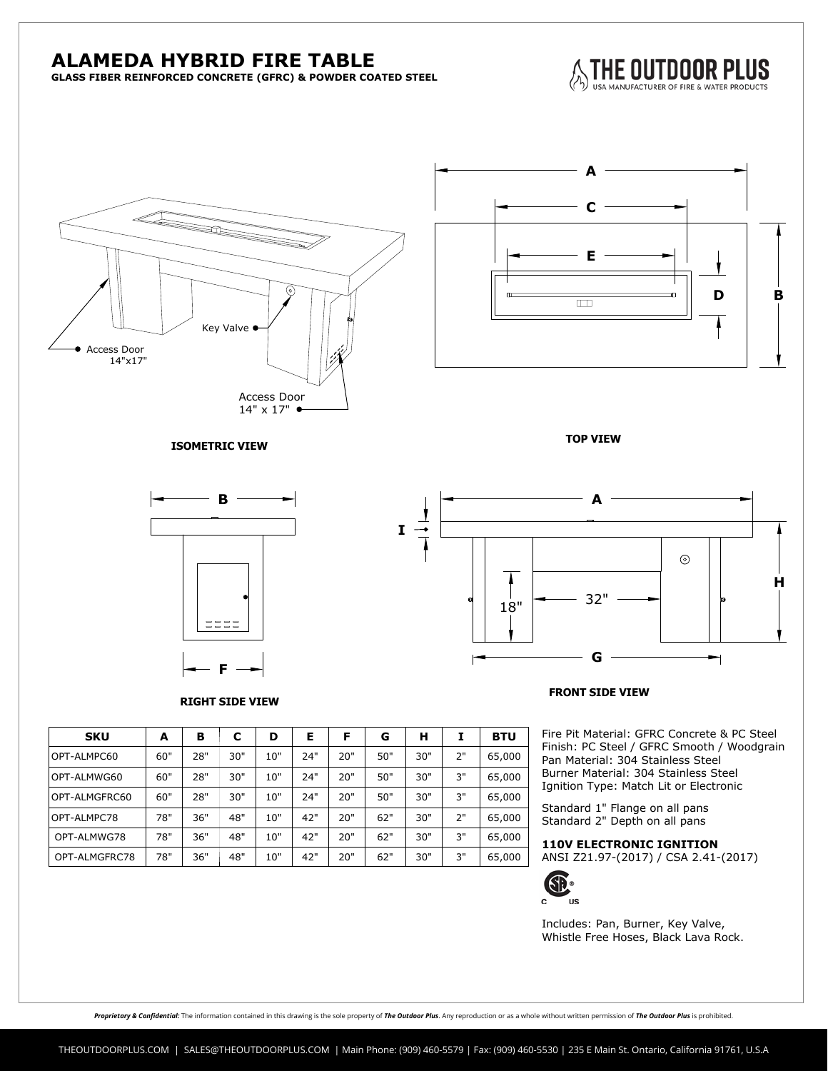# ALAMEDA HYBRID FIRE TABLE

**GLASS FIBER REINFORCED CONCRETE (GFRC) & POWDER COATED STEEL**

THE OUTDOOR PLUS
USA MANUFACTURER OF FIRE & WATER PRODUCTS

Access Door 14"x17"

Key Valve

Access Door 14" x 17"

**ISOMETRIC VIEW**

**TOP VIEW**

**RIGHT SIDE VIEW**

**FRONT SIDE VIEW**

18"

32"

| SKU | A | B | C | D | E | F | G | H | I | BTU |
|---|---|---|---|---|---|---|---|---|---|---|
| OPT-ALMPC60 | 60" | 28" | 30" | 10" | 24" | 20" | 50" | 30" | 2" | 65,000 |
| OPT-ALMWG60 | 60" | 28" | 30" | 10" | 24" | 20" | 50" | 30" | 3" | 65,000 |
| OPT-ALMGFRC60 | 60" | 28" | 30" | 10" | 24" | 20" | 50" | 30" | 3" | 65,000 |
| OPT-ALMPC78 | 78" | 36" | 48" | 10" | 42" | 20" | 62" | 30" | 2" | 65,000 |
| OPT-ALMWG78 | 78" | 36" | 48" | 10" | 42" | 20" | 62" | 30" | 3" | 65,000 |
| OPT-ALMGFRC78 | 78" | 36" | 48" | 10" | 42" | 20" | 62" | 30" | 3" | 65,000 |

Fire Pit Material: GFRC Concrete & PC Steel
Finish: PC Steel / GFRC Smooth / Woodgrain
Pan Material: 304 Stainless Steel
Burner Material: 304 Stainless Steel
Ignition Type: Match Lit or Electronic

Standard 1" Flange on all pans
Standard 2" Depth on all pans

**110V ELECTRONIC IGNITION**
ANSI Z21.97-(2017) / CSA 2.41-(2017)

Includes: Pan, Burner, Key Valve, Whistle Free Hoses, Black Lava Rock.

***Proprietary & Confidential:*** The information contained in this drawing is the sole property of ***The Outdoor Plus***. Any reproduction or as a whole without written permission of ***The Outdoor Plus*** is prohibited.

THEOUTDOORPLUS.COM | SALES@THEOUTDOORPLUS.COM | Main Phone: (909) 460-5579 | Fax: (909) 460-5530 | 235 E Main St. Ontario, California 91761, U.S.A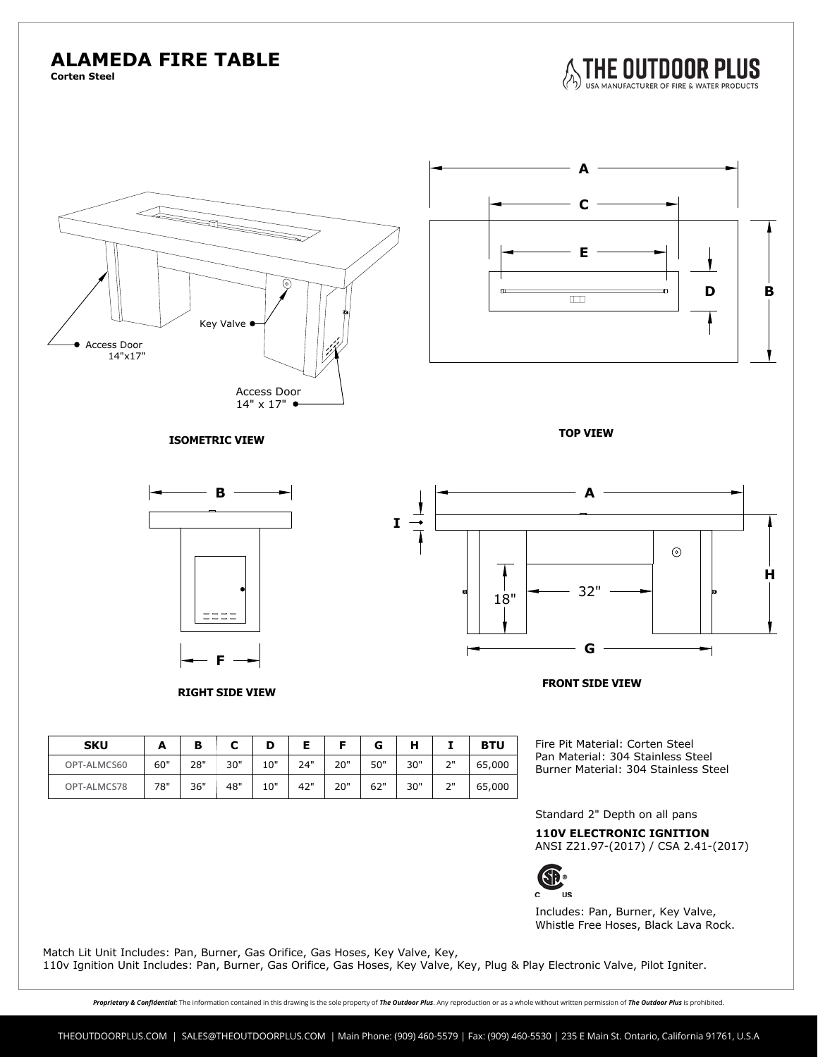# ALAMEDA FIRE TABLE

**Corten Steel**

THE OUTDOOR PLUS
USA MANUFACTURER OF FIRE & WATER PRODUCTS

Access Door
14"x17"

Key Valve

Access Door
14" x 17"

**ISOMETRIC VIEW**

A
C
E
D
B

**TOP VIEW**

B
F

**RIGHT SIDE VIEW**

A
I
H
18"
32"
G

**FRONT SIDE VIEW**

| SKU | A | B | C | D | E | F | G | H | I | BTU |
|---|---|---|---|---|---|---|---|---|---|---|
| OPT-ALMCS60 | 60" | 28" | 30" | 10" | 24" | 20" | 50" | 30" | 2" | 65,000 |
| OPT-ALMCS78 | 78" | 36" | 48" | 10" | 42" | 20" | 62" | 30" | 2" | 65,000 |

Fire Pit Material: Corten Steel
Pan Material: 304 Stainless Steel
Burner Material: 304 Stainless Steel

Standard 2" Depth on all pans

**110V ELECTRONIC IGNITION**
ANSI Z21.97-(2017) / CSA 2.41-(2017)

Includes: Pan, Burner, Key Valve, Whistle Free Hoses, Black Lava Rock.

Match Lit Unit Includes: Pan, Burner, Gas Orifice, Gas Hoses, Key Valve, Key,
110v Ignition Unit Includes: Pan, Burner, Gas Orifice, Gas Hoses, Key Valve, Key, Plug & Play Electronic Valve, Pilot Igniter.

***Proprietary & Confidential:*** The information contained in this drawing is the sole property of ***The Outdoor Plus***. Any reproduction or as a whole without written permission of ***The Outdoor Plus*** is prohibited.

THEOUTDOORPLUS.COM | SALES@THEOUTDOORPLUS.COM | Main Phone: (909) 460-5579 | Fax: (909) 460-5530 | 235 E Main St. Ontario, California 91761, U.S.A